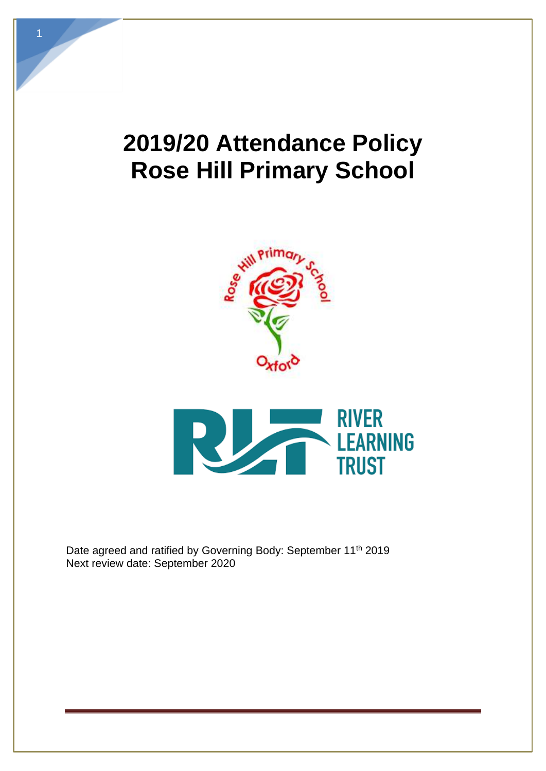# 2019/20 Attendance Policy Rose Hill Primary School

Date agreed and ratified by Governing Body: September 11th 2019
Next review date: September 2020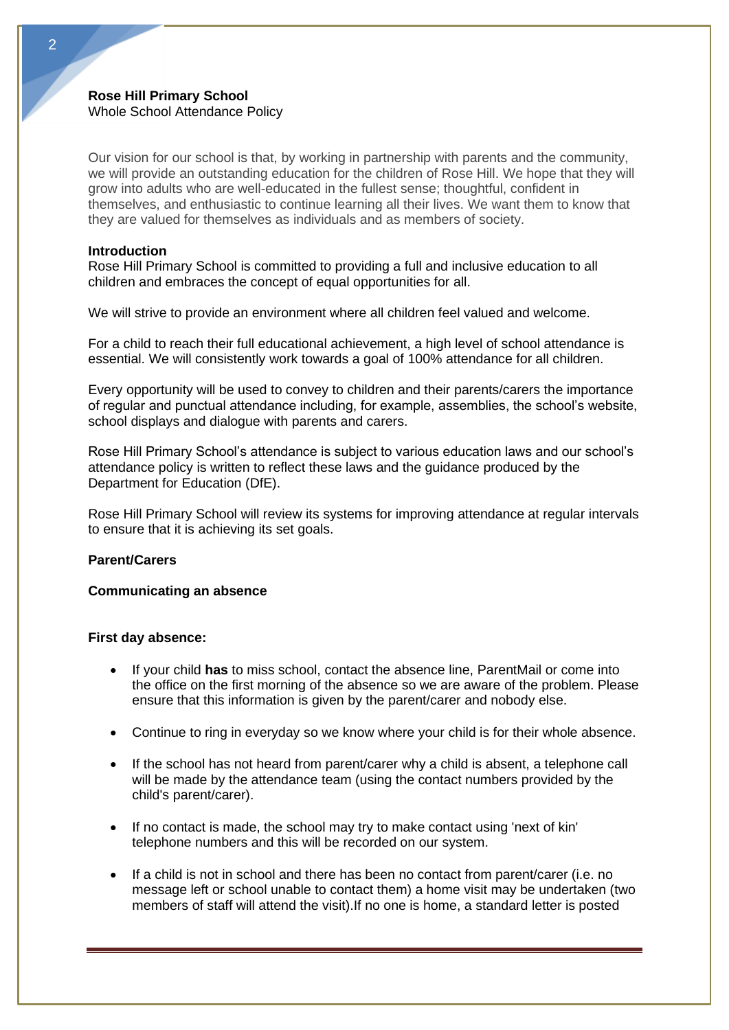**Rose Hill Primary School**
Whole School Attendance Policy

Our vision for our school is that, by working in partnership with parents and the community, we will provide an outstanding education for the children of Rose Hill. We hope that they will grow into adults who are well-educated in the fullest sense; thoughtful, confident in themselves, and enthusiastic to continue learning all their lives. We want them to know that they are valued for themselves as individuals and as members of society.

## Introduction

Rose Hill Primary School is committed to providing a full and inclusive education to all children and embraces the concept of equal opportunities for all.

We will strive to provide an environment where all children feel valued and welcome.

For a child to reach their full educational achievement, a high level of school attendance is essential. We will consistently work towards a goal of 100% attendance for all children.

Every opportunity will be used to convey to children and their parents/carers the importance of regular and punctual attendance including, for example, assemblies, the school's website, school displays and dialogue with parents and carers.

Rose Hill Primary School's attendance is subject to various education laws and our school's attendance policy is written to reflect these laws and the guidance produced by the Department for Education (DfE).

Rose Hill Primary School will review its systems for improving attendance at regular intervals to ensure that it is achieving its set goals.

## Parent/Carers

### Communicating an absence

#### First day absence:

- If your child **has** to miss school, contact the absence line, ParentMail or come into the office on the first morning of the absence so we are aware of the problem. Please ensure that this information is given by the parent/carer and nobody else.
- Continue to ring in everyday so we know where your child is for their whole absence.
- If the school has not heard from parent/carer why a child is absent, a telephone call will be made by the attendance team (using the contact numbers provided by the child's parent/carer).
- If no contact is made, the school may try to make contact using 'next of kin' telephone numbers and this will be recorded on our system.
- If a child is not in school and there has been no contact from parent/carer (i.e. no message left or school unable to contact them) a home visit may be undertaken (two members of staff will attend the visit).If no one is home, a standard letter is posted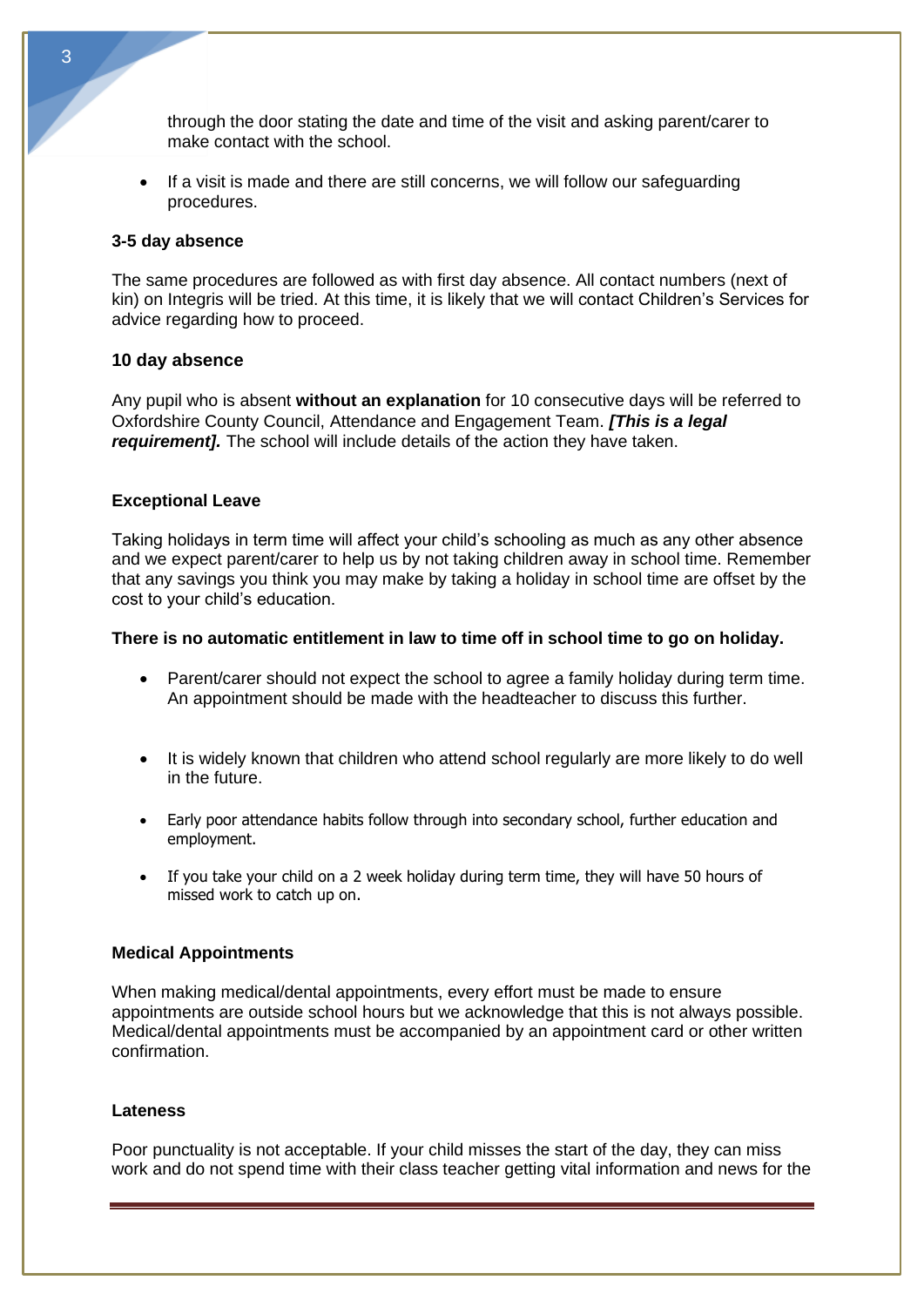through the door stating the date and time of the visit and asking parent/carer to make contact with the school.

- If a visit is made and there are still concerns, we will follow our safeguarding procedures.

**3-5 day absence**

The same procedures are followed as with first day absence. All contact numbers (next of kin) on Integris will be tried. At this time, it is likely that we will contact Children's Services for advice regarding how to proceed.

**10 day absence**

Any pupil who is absent **without an explanation** for 10 consecutive days will be referred to Oxfordshire County Council, Attendance and Engagement Team. ***[This is a legal requirement].*** The school will include details of the action they have taken.

**Exceptional Leave**

Taking holidays in term time will affect your child's schooling as much as any other absence and we expect parent/carer to help us by not taking children away in school time. Remember that any savings you think you may make by taking a holiday in school time are offset by the cost to your child's education.

**There is no automatic entitlement in law to time off in school time to go on holiday.**

- Parent/carer should not expect the school to agree a family holiday during term time. An appointment should be made with the headteacher to discuss this further.

- It is widely known that children who attend school regularly are more likely to do well in the future.

- Early poor attendance habits follow through into secondary school, further education and employment.

- If you take your child on a 2 week holiday during term time, they will have 50 hours of missed work to catch up on.

**Medical Appointments**

When making medical/dental appointments, every effort must be made to ensure appointments are outside school hours but we acknowledge that this is not always possible. Medical/dental appointments must be accompanied by an appointment card or other written confirmation.

**Lateness**

Poor punctuality is not acceptable. If your child misses the start of the day, they can miss work and do not spend time with their class teacher getting vital information and news for the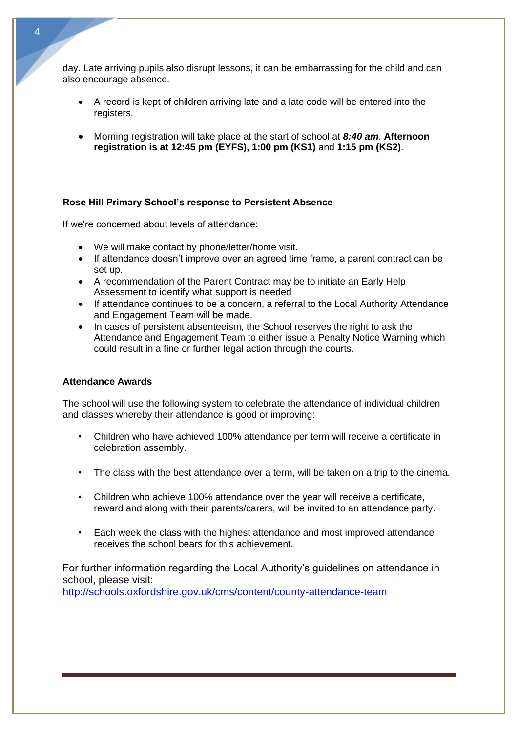day. Late arriving pupils also disrupt lessons, it can be embarrassing for the child and can also encourage absence.

- A record is kept of children arriving late and a late code will be entered into the registers.

- Morning registration will take place at the start of school at ***8:40 am***. **Afternoon registration is at 12:45 pm (EYFS), 1:00 pm (KS1)** and **1:15 pm (KS2)**.

**Rose Hill Primary School's response to Persistent Absence**

If we're concerned about levels of attendance:

- We will make contact by phone/letter/home visit.
- If attendance doesn't improve over an agreed time frame, a parent contract can be set up.
- A recommendation of the Parent Contract may be to initiate an Early Help Assessment to identify what support is needed
- If attendance continues to be a concern, a referral to the Local Authority Attendance and Engagement Team will be made.
- In cases of persistent absenteeism, the School reserves the right to ask the Attendance and Engagement Team to either issue a Penalty Notice Warning which could result in a fine or further legal action through the courts.

**Attendance Awards**

The school will use the following system to celebrate the attendance of individual children and classes whereby their attendance is good or improving:

- Children who have achieved 100% attendance per term will receive a certificate in celebration assembly.

- The class with the best attendance over a term, will be taken on a trip to the cinema.

- Children who achieve 100% attendance over the year will receive a certificate, reward and along with their parents/carers, will be invited to an attendance party.

- Each week the class with the highest attendance and most improved attendance receives the school bears for this achievement.

For further information regarding the Local Authority's guidelines on attendance in school, please visit:
http://schools.oxfordshire.gov.uk/cms/content/county-attendance-team